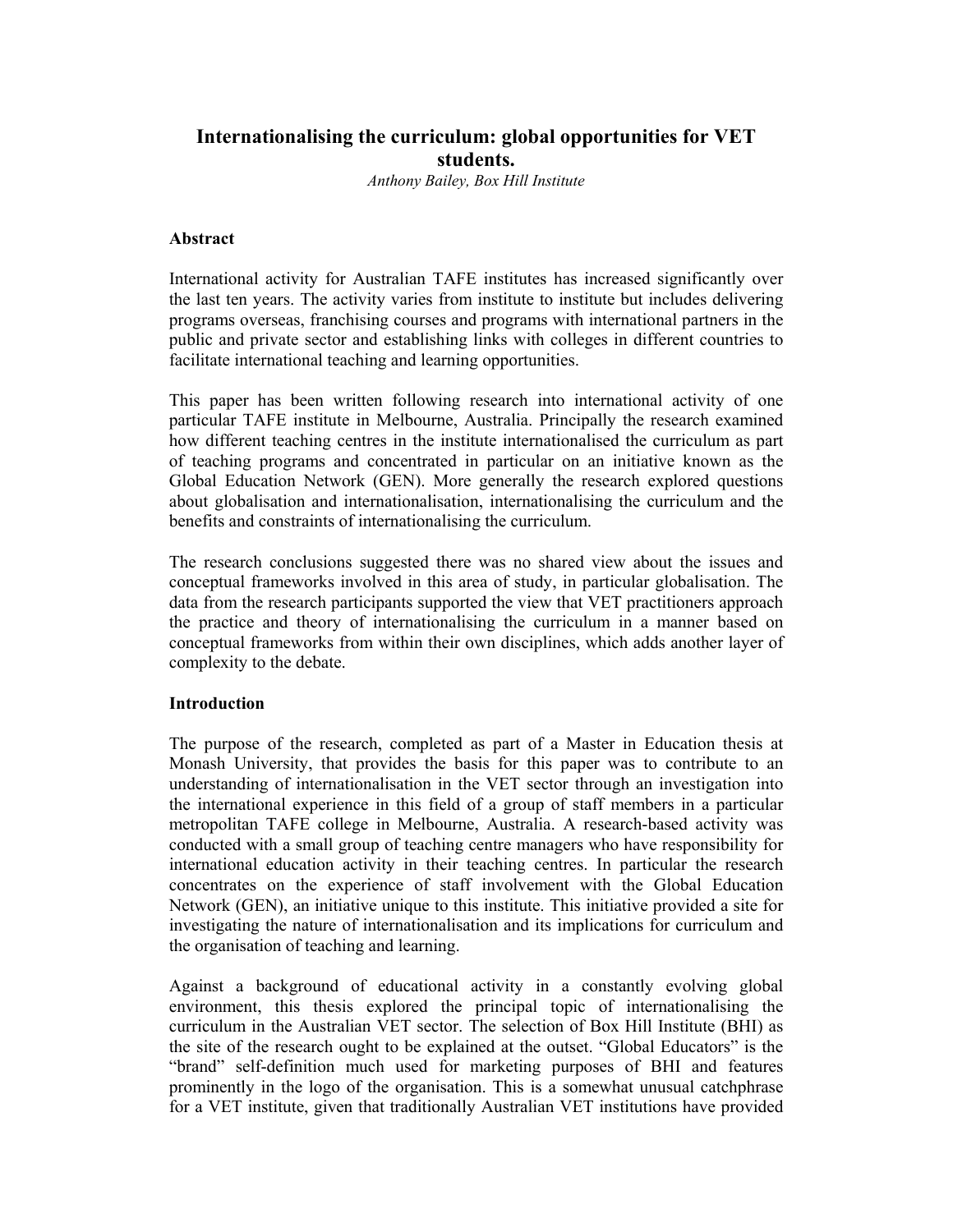# Internationalising the curriculum: global opportunities for VET students.

*Anthony Bailey, Box Hill Institute*

## Abstract

International activity for Australian TAFE institutes has increased significantly over the last ten years. The activity varies from institute to institute but includes delivering programs overseas, franchising courses and programs with international partners in the public and private sector and establishing links with colleges in different countries to facilitate international teaching and learning opportunities.

This paper has been written following research into international activity of one particular TAFE institute in Melbourne, Australia. Principally the research examined how different teaching centres in the institute internationalised the curriculum as part of teaching programs and concentrated in particular on an initiative known as the Global Education Network (GEN). More generally the research explored questions about globalisation and internationalisation, internationalising the curriculum and the benefits and constraints of internationalising the curriculum.

The research conclusions suggested there was no shared view about the issues and conceptual frameworks involved in this area of study, in particular globalisation. The data from the research participants supported the view that VET practitioners approach the practice and theory of internationalising the curriculum in a manner based on conceptual frameworks from within their own disciplines, which adds another layer of complexity to the debate.

## Introduction

The purpose of the research, completed as part of a Master in Education thesis at Monash University, that provides the basis for this paper was to contribute to an understanding of internationalisation in the VET sector through an investigation into the international experience in this field of a group of staff members in a particular metropolitan TAFE college in Melbourne, Australia. A research-based activity was conducted with a small group of teaching centre managers who have responsibility for international education activity in their teaching centres. In particular the research concentrates on the experience of staff involvement with the Global Education Network (GEN), an initiative unique to this institute. This initiative provided a site for investigating the nature of internationalisation and its implications for curriculum and the organisation of teaching and learning.

Against a background of educational activity in a constantly evolving global environment, this thesis explored the principal topic of internationalising the curriculum in the Australian VET sector. The selection of Box Hill Institute (BHI) as the site of the research ought to be explained at the outset. "Global Educators" is the "brand" self-definition much used for marketing purposes of BHI and features prominently in the logo of the organisation. This is a somewhat unusual catchphrase for a VET institute, given that traditionally Australian VET institutions have provided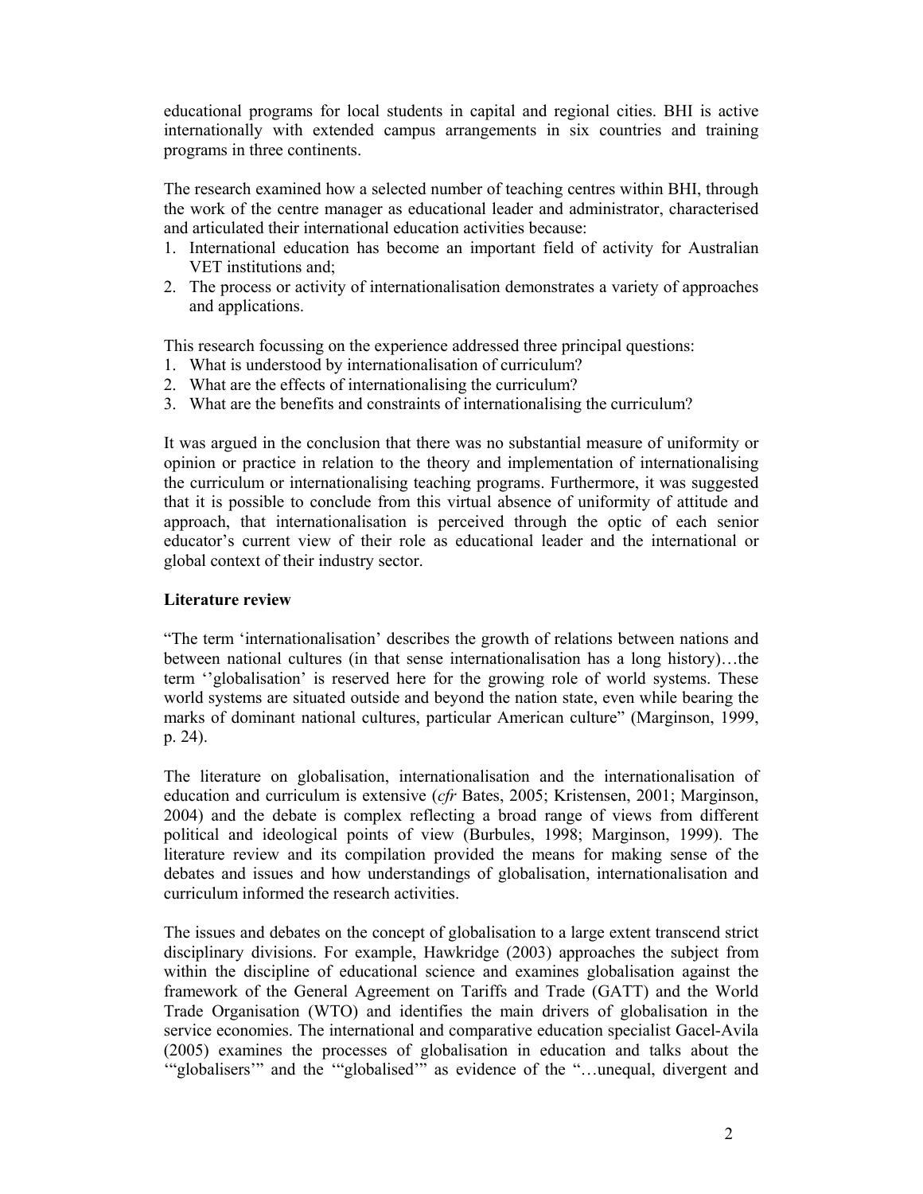educational programs for local students in capital and regional cities. BHI is active internationally with extended campus arrangements in six countries and training programs in three continents.

The research examined how a selected number of teaching centres within BHI, through the work of the centre manager as educational leader and administrator, characterised and articulated their international education activities because:

1. International education has become an important field of activity for Australian VET institutions and;
2. The process or activity of internationalisation demonstrates a variety of approaches and applications.

This research focussing on the experience addressed three principal questions:

1. What is understood by internationalisation of curriculum?
2. What are the effects of internationalising the curriculum?
3. What are the benefits and constraints of internationalising the curriculum?

It was argued in the conclusion that there was no substantial measure of uniformity or opinion or practice in relation to the theory and implementation of internationalising the curriculum or internationalising teaching programs. Furthermore, it was suggested that it is possible to conclude from this virtual absence of uniformity of attitude and approach, that internationalisation is perceived through the optic of each senior educator's current view of their role as educational leader and the international or global context of their industry sector.

## Literature review

"The term 'internationalisation' describes the growth of relations between nations and between national cultures (in that sense internationalisation has a long history)…the term ''globalisation' is reserved here for the growing role of world systems. These world systems are situated outside and beyond the nation state, even while bearing the marks of dominant national cultures, particular American culture" (Marginson, 1999, p. 24).

The literature on globalisation, internationalisation and the internationalisation of education and curriculum is extensive (*cfr* Bates, 2005; Kristensen, 2001; Marginson, 2004) and the debate is complex reflecting a broad range of views from different political and ideological points of view (Burbules, 1998; Marginson, 1999). The literature review and its compilation provided the means for making sense of the debates and issues and how understandings of globalisation, internationalisation and curriculum informed the research activities.

The issues and debates on the concept of globalisation to a large extent transcend strict disciplinary divisions. For example, Hawkridge (2003) approaches the subject from within the discipline of educational science and examines globalisation against the framework of the General Agreement on Tariffs and Trade (GATT) and the World Trade Organisation (WTO) and identifies the main drivers of globalisation in the service economies. The international and comparative education specialist Gacel-Avila (2005) examines the processes of globalisation in education and talks about the '"globalisers'" and the '"globalised'" as evidence of the "…unequal, divergent and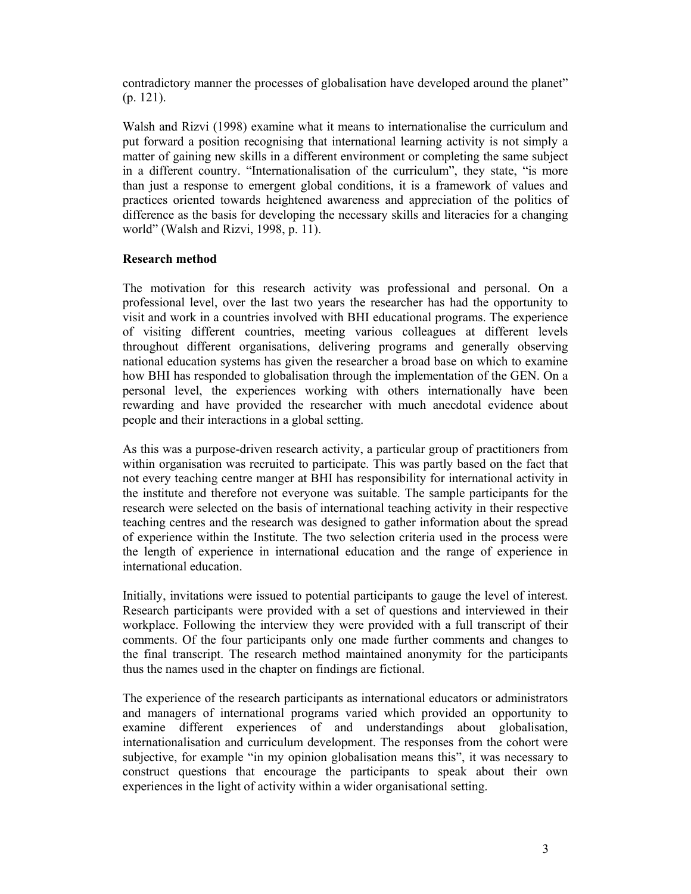contradictory manner the processes of globalisation have developed around the planet" (p. 121).

Walsh and Rizvi (1998) examine what it means to internationalise the curriculum and put forward a position recognising that international learning activity is not simply a matter of gaining new skills in a different environment or completing the same subject in a different country. "Internationalisation of the curriculum", they state, "is more than just a response to emergent global conditions, it is a framework of values and practices oriented towards heightened awareness and appreciation of the politics of difference as the basis for developing the necessary skills and literacies for a changing world" (Walsh and Rizvi, 1998, p. 11).

**Research method**

The motivation for this research activity was professional and personal. On a professional level, over the last two years the researcher has had the opportunity to visit and work in a countries involved with BHI educational programs. The experience of visiting different countries, meeting various colleagues at different levels throughout different organisations, delivering programs and generally observing national education systems has given the researcher a broad base on which to examine how BHI has responded to globalisation through the implementation of the GEN. On a personal level, the experiences working with others internationally have been rewarding and have provided the researcher with much anecdotal evidence about people and their interactions in a global setting.

As this was a purpose-driven research activity, a particular group of practitioners from within organisation was recruited to participate. This was partly based on the fact that not every teaching centre manger at BHI has responsibility for international activity in the institute and therefore not everyone was suitable. The sample participants for the research were selected on the basis of international teaching activity in their respective teaching centres and the research was designed to gather information about the spread of experience within the Institute. The two selection criteria used in the process were the length of experience in international education and the range of experience in international education.

Initially, invitations were issued to potential participants to gauge the level of interest. Research participants were provided with a set of questions and interviewed in their workplace. Following the interview they were provided with a full transcript of their comments. Of the four participants only one made further comments and changes to the final transcript. The research method maintained anonymity for the participants thus the names used in the chapter on findings are fictional.

The experience of the research participants as international educators or administrators and managers of international programs varied which provided an opportunity to examine different experiences of and understandings about globalisation, internationalisation and curriculum development. The responses from the cohort were subjective, for example "in my opinion globalisation means this", it was necessary to construct questions that encourage the participants to speak about their own experiences in the light of activity within a wider organisational setting.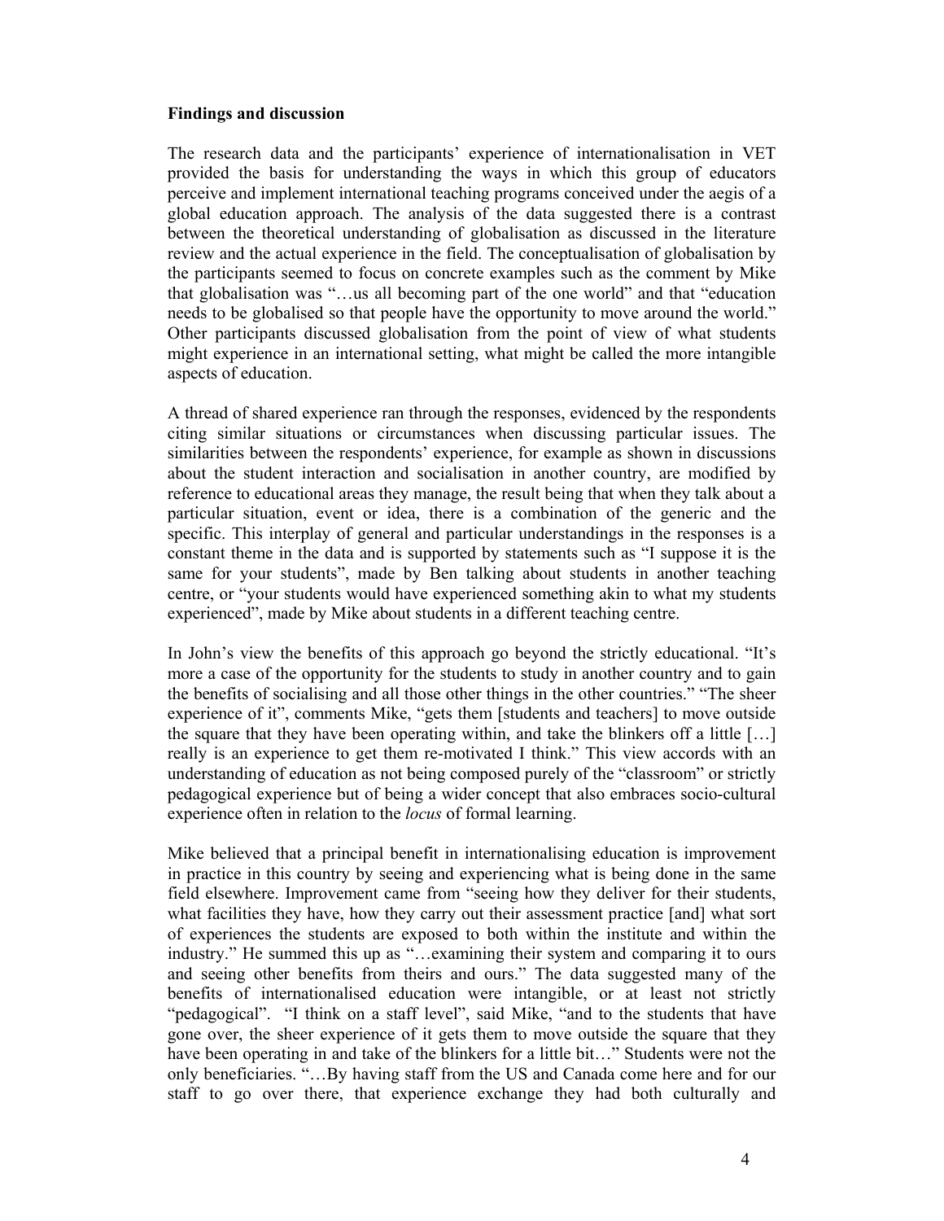**Findings and discussion**

The research data and the participants' experience of internationalisation in VET provided the basis for understanding the ways in which this group of educators perceive and implement international teaching programs conceived under the aegis of a global education approach. The analysis of the data suggested there is a contrast between the theoretical understanding of globalisation as discussed in the literature review and the actual experience in the field. The conceptualisation of globalisation by the participants seemed to focus on concrete examples such as the comment by Mike that globalisation was "…us all becoming part of the one world" and that "education needs to be globalised so that people have the opportunity to move around the world." Other participants discussed globalisation from the point of view of what students might experience in an international setting, what might be called the more intangible aspects of education.

A thread of shared experience ran through the responses, evidenced by the respondents citing similar situations or circumstances when discussing particular issues. The similarities between the respondents' experience, for example as shown in discussions about the student interaction and socialisation in another country, are modified by reference to educational areas they manage, the result being that when they talk about a particular situation, event or idea, there is a combination of the generic and the specific. This interplay of general and particular understandings in the responses is a constant theme in the data and is supported by statements such as "I suppose it is the same for your students", made by Ben talking about students in another teaching centre, or "your students would have experienced something akin to what my students experienced", made by Mike about students in a different teaching centre.

In John's view the benefits of this approach go beyond the strictly educational. "It's more a case of the opportunity for the students to study in another country and to gain the benefits of socialising and all those other things in the other countries." "The sheer experience of it", comments Mike, "gets them [students and teachers] to move outside the square that they have been operating within, and take the blinkers off a little […] really is an experience to get them re-motivated I think." This view accords with an understanding of education as not being composed purely of the "classroom" or strictly pedagogical experience but of being a wider concept that also embraces socio-cultural experience often in relation to the *locus* of formal learning.

Mike believed that a principal benefit in internationalising education is improvement in practice in this country by seeing and experiencing what is being done in the same field elsewhere. Improvement came from "seeing how they deliver for their students, what facilities they have, how they carry out their assessment practice [and] what sort of experiences the students are exposed to both within the institute and within the industry." He summed this up as "…examining their system and comparing it to ours and seeing other benefits from theirs and ours." The data suggested many of the benefits of internationalised education were intangible, or at least not strictly "pedagogical". "I think on a staff level", said Mike, "and to the students that have gone over, the sheer experience of it gets them to move outside the square that they have been operating in and take of the blinkers for a little bit…" Students were not the only beneficiaries. "…By having staff from the US and Canada come here and for our staff to go over there, that experience exchange they had both culturally and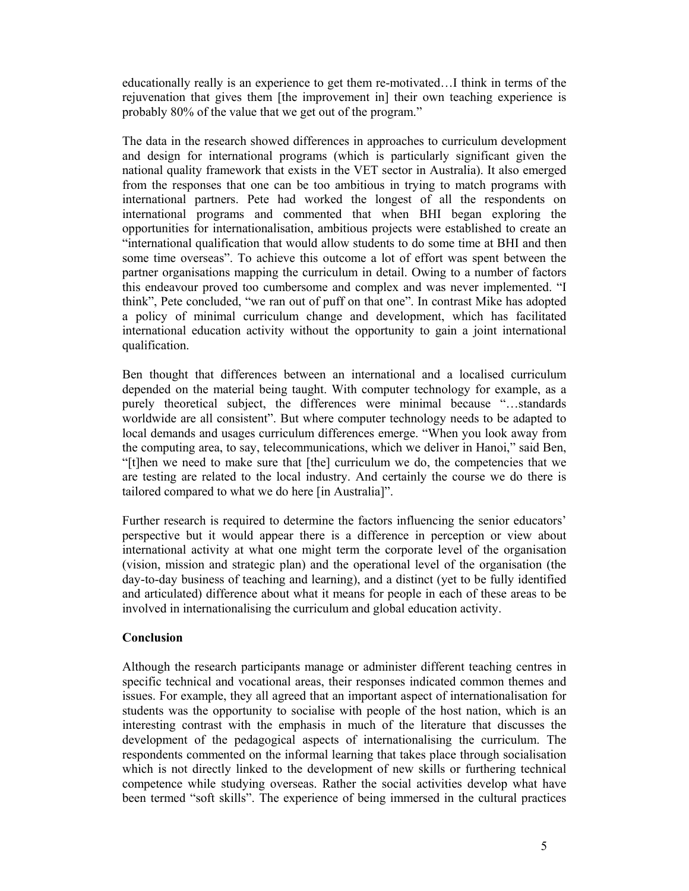educationally really is an experience to get them re-motivated…I think in terms of the rejuvenation that gives them [the improvement in] their own teaching experience is probably 80% of the value that we get out of the program."

The data in the research showed differences in approaches to curriculum development and design for international programs (which is particularly significant given the national quality framework that exists in the VET sector in Australia). It also emerged from the responses that one can be too ambitious in trying to match programs with international partners. Pete had worked the longest of all the respondents on international programs and commented that when BHI began exploring the opportunities for internationalisation, ambitious projects were established to create an "international qualification that would allow students to do some time at BHI and then some time overseas". To achieve this outcome a lot of effort was spent between the partner organisations mapping the curriculum in detail. Owing to a number of factors this endeavour proved too cumbersome and complex and was never implemented. "I think", Pete concluded, "we ran out of puff on that one". In contrast Mike has adopted a policy of minimal curriculum change and development, which has facilitated international education activity without the opportunity to gain a joint international qualification.

Ben thought that differences between an international and a localised curriculum depended on the material being taught. With computer technology for example, as a purely theoretical subject, the differences were minimal because "…standards worldwide are all consistent". But where computer technology needs to be adapted to local demands and usages curriculum differences emerge. "When you look away from the computing area, to say, telecommunications, which we deliver in Hanoi," said Ben, "[t]hen we need to make sure that [the] curriculum we do, the competencies that we are testing are related to the local industry. And certainly the course we do there is tailored compared to what we do here [in Australia]".

Further research is required to determine the factors influencing the senior educators' perspective but it would appear there is a difference in perception or view about international activity at what one might term the corporate level of the organisation (vision, mission and strategic plan) and the operational level of the organisation (the day-to-day business of teaching and learning), and a distinct (yet to be fully identified and articulated) difference about what it means for people in each of these areas to be involved in internationalising the curriculum and global education activity.

## Conclusion

Although the research participants manage or administer different teaching centres in specific technical and vocational areas, their responses indicated common themes and issues. For example, they all agreed that an important aspect of internationalisation for students was the opportunity to socialise with people of the host nation, which is an interesting contrast with the emphasis in much of the literature that discusses the development of the pedagogical aspects of internationalising the curriculum. The respondents commented on the informal learning that takes place through socialisation which is not directly linked to the development of new skills or furthering technical competence while studying overseas. Rather the social activities develop what have been termed "soft skills". The experience of being immersed in the cultural practices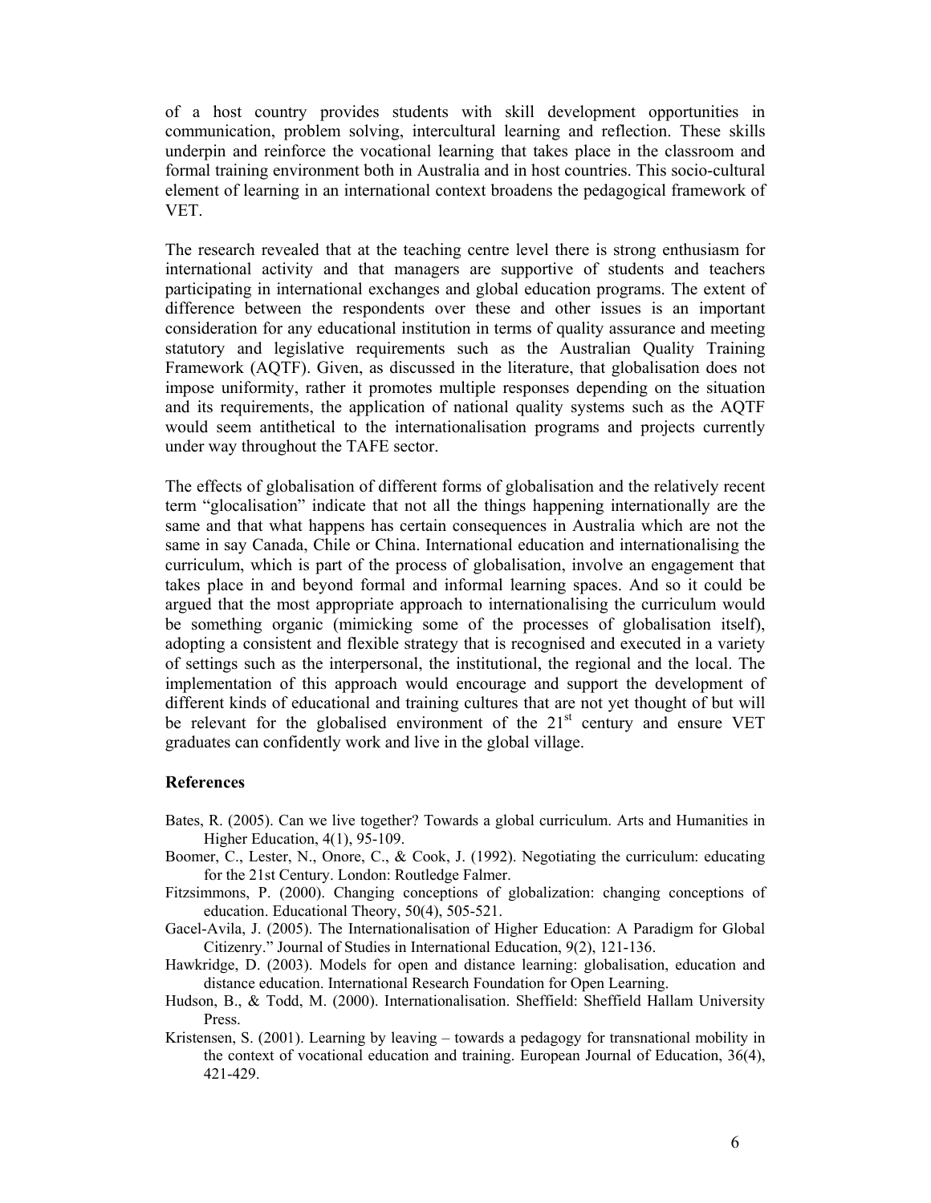of a host country provides students with skill development opportunities in communication, problem solving, intercultural learning and reflection. These skills underpin and reinforce the vocational learning that takes place in the classroom and formal training environment both in Australia and in host countries. This socio-cultural element of learning in an international context broadens the pedagogical framework of VET.

The research revealed that at the teaching centre level there is strong enthusiasm for international activity and that managers are supportive of students and teachers participating in international exchanges and global education programs. The extent of difference between the respondents over these and other issues is an important consideration for any educational institution in terms of quality assurance and meeting statutory and legislative requirements such as the Australian Quality Training Framework (AQTF). Given, as discussed in the literature, that globalisation does not impose uniformity, rather it promotes multiple responses depending on the situation and its requirements, the application of national quality systems such as the AQTF would seem antithetical to the internationalisation programs and projects currently under way throughout the TAFE sector.

The effects of globalisation of different forms of globalisation and the relatively recent term "glocalisation" indicate that not all the things happening internationally are the same and that what happens has certain consequences in Australia which are not the same in say Canada, Chile or China. International education and internationalising the curriculum, which is part of the process of globalisation, involve an engagement that takes place in and beyond formal and informal learning spaces. And so it could be argued that the most appropriate approach to internationalising the curriculum would be something organic (mimicking some of the processes of globalisation itself), adopting a consistent and flexible strategy that is recognised and executed in a variety of settings such as the interpersonal, the institutional, the regional and the local. The implementation of this approach would encourage and support the development of different kinds of educational and training cultures that are not yet thought of but will be relevant for the globalised environment of the 21st century and ensure VET graduates can confidently work and live in the global village.

## References

Bates, R. (2005). Can we live together? Towards a global curriculum. Arts and Humanities in Higher Education, 4(1), 95-109.

Boomer, C., Lester, N., Onore, C., & Cook, J. (1992). Negotiating the curriculum: educating for the 21st Century. London: Routledge Falmer.

Fitzsimmons, P. (2000). Changing conceptions of globalization: changing conceptions of education. Educational Theory, 50(4), 505-521.

Gacel-Avila, J. (2005). The Internationalisation of Higher Education: A Paradigm for Global Citizenry." Journal of Studies in International Education, 9(2), 121-136.

Hawkridge, D. (2003). Models for open and distance learning: globalisation, education and distance education. International Research Foundation for Open Learning.

Hudson, B., & Todd, M. (2000). Internationalisation. Sheffield: Sheffield Hallam University Press.

Kristensen, S. (2001). Learning by leaving – towards a pedagogy for transnational mobility in the context of vocational education and training. European Journal of Education, 36(4), 421-429.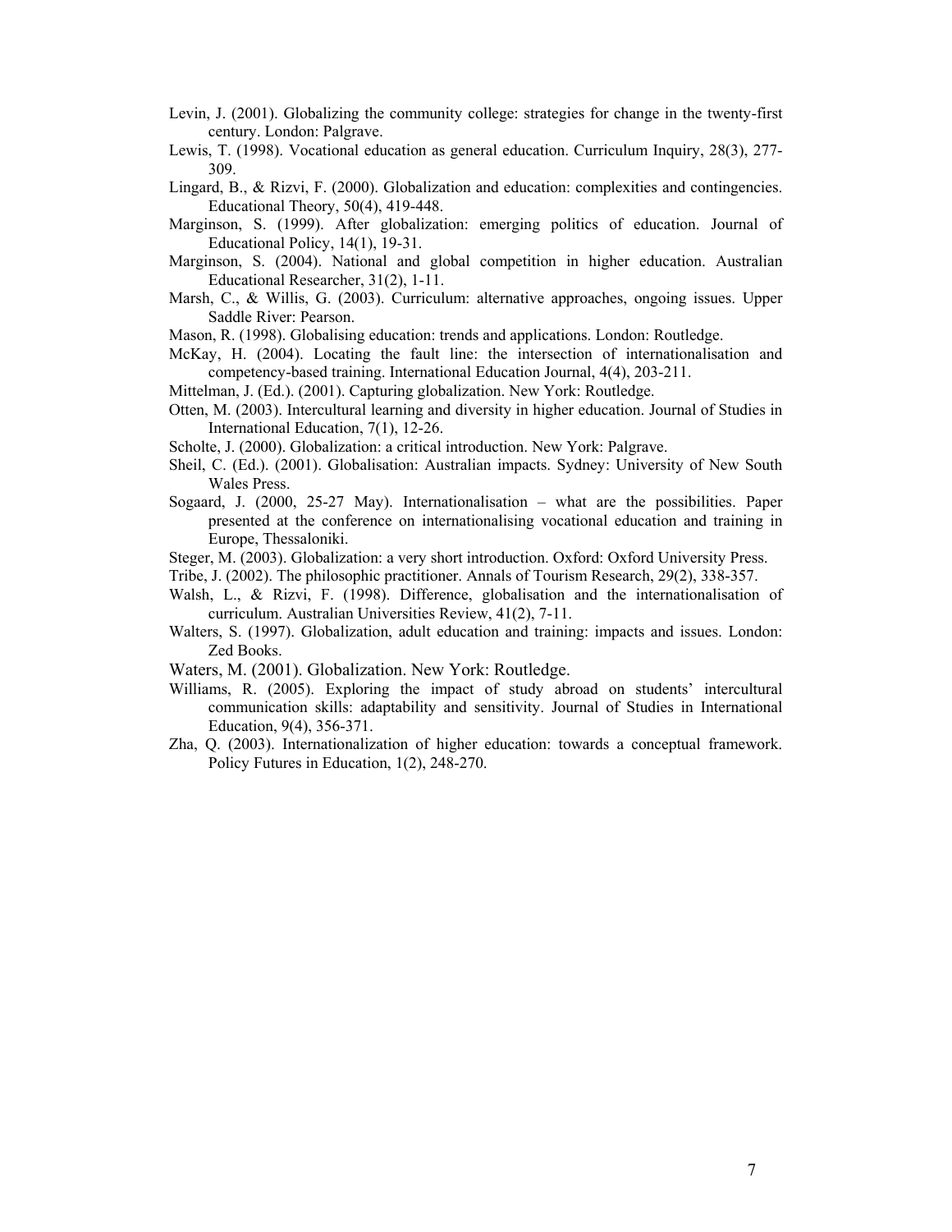Levin, J. (2001). Globalizing the community college: strategies for change in the twenty-first century. London: Palgrave.

Lewis, T. (1998). Vocational education as general education. Curriculum Inquiry, 28(3), 277-309.

Lingard, B., & Rizvi, F. (2000). Globalization and education: complexities and contingencies. Educational Theory, 50(4), 419-448.

Marginson, S. (1999). After globalization: emerging politics of education. Journal of Educational Policy, 14(1), 19-31.

Marginson, S. (2004). National and global competition in higher education. Australian Educational Researcher, 31(2), 1-11.

Marsh, C., & Willis, G. (2003). Curriculum: alternative approaches, ongoing issues. Upper Saddle River: Pearson.

Mason, R. (1998). Globalising education: trends and applications. London: Routledge.

McKay, H. (2004). Locating the fault line: the intersection of internationalisation and competency-based training. International Education Journal, 4(4), 203-211.

Mittelman, J. (Ed.). (2001). Capturing globalization. New York: Routledge.

Otten, M. (2003). Intercultural learning and diversity in higher education. Journal of Studies in International Education, 7(1), 12-26.

Scholte, J. (2000). Globalization: a critical introduction. New York: Palgrave.

Sheil, C. (Ed.). (2001). Globalisation: Australian impacts. Sydney: University of New South Wales Press.

Sogaard, J. (2000, 25-27 May). Internationalisation – what are the possibilities. Paper presented at the conference on internationalising vocational education and training in Europe, Thessaloniki.

Steger, M. (2003). Globalization: a very short introduction. Oxford: Oxford University Press.

Tribe, J. (2002). The philosophic practitioner. Annals of Tourism Research, 29(2), 338-357.

Walsh, L., & Rizvi, F. (1998). Difference, globalisation and the internationalisation of curriculum. Australian Universities Review, 41(2), 7-11.

Walters, S. (1997). Globalization, adult education and training: impacts and issues. London: Zed Books.

Waters, M. (2001). Globalization. New York: Routledge.

Williams, R. (2005). Exploring the impact of study abroad on students' intercultural communication skills: adaptability and sensitivity. Journal of Studies in International Education, 9(4), 356-371.

Zha, Q. (2003). Internationalization of higher education: towards a conceptual framework. Policy Futures in Education, 1(2), 248-270.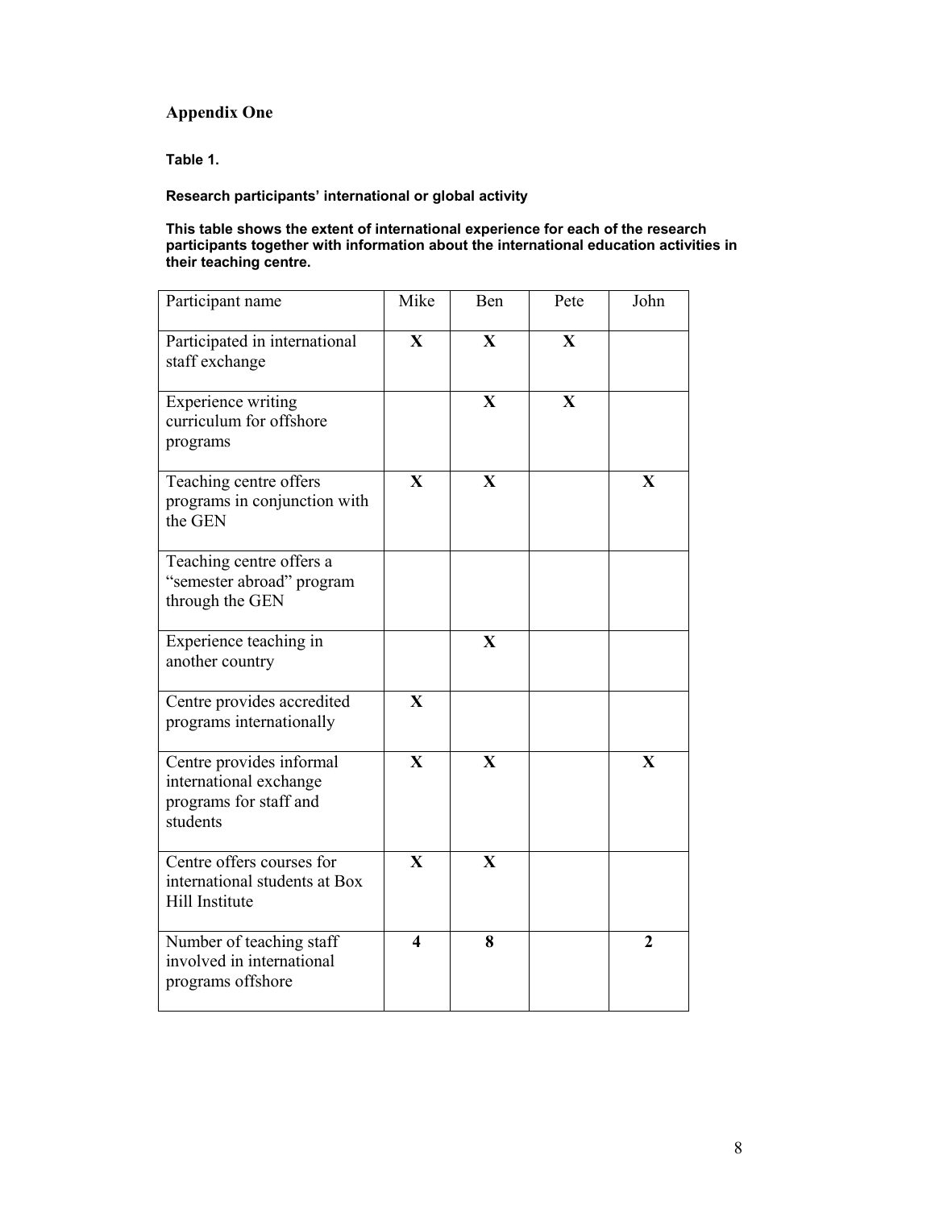## Appendix One

**Table 1.**

**Research participants' international or global activity**

**This table shows the extent of international experience for each of the research participants together with information about the international education activities in their teaching centre.**

| Participant name | Mike | Ben | Pete | John |
|---|---|---|---|---|
| Participated in international staff exchange | **X** | **X** | **X** | |
| Experience writing curriculum for offshore programs | | **X** | **X** | |
| Teaching centre offers programs in conjunction with the GEN | **X** | **X** | | **X** |
| Teaching centre offers a "semester abroad" program through the GEN | | | | |
| Experience teaching in another country | | **X** | | |
| Centre provides accredited programs internationally | **X** | | | |
| Centre provides informal international exchange programs for staff and students | **X** | **X** | | **X** |
| Centre offers courses for international students at Box Hill Institute | **X** | **X** | | |
| Number of teaching staff involved in international programs offshore | **4** | **8** | | **2** |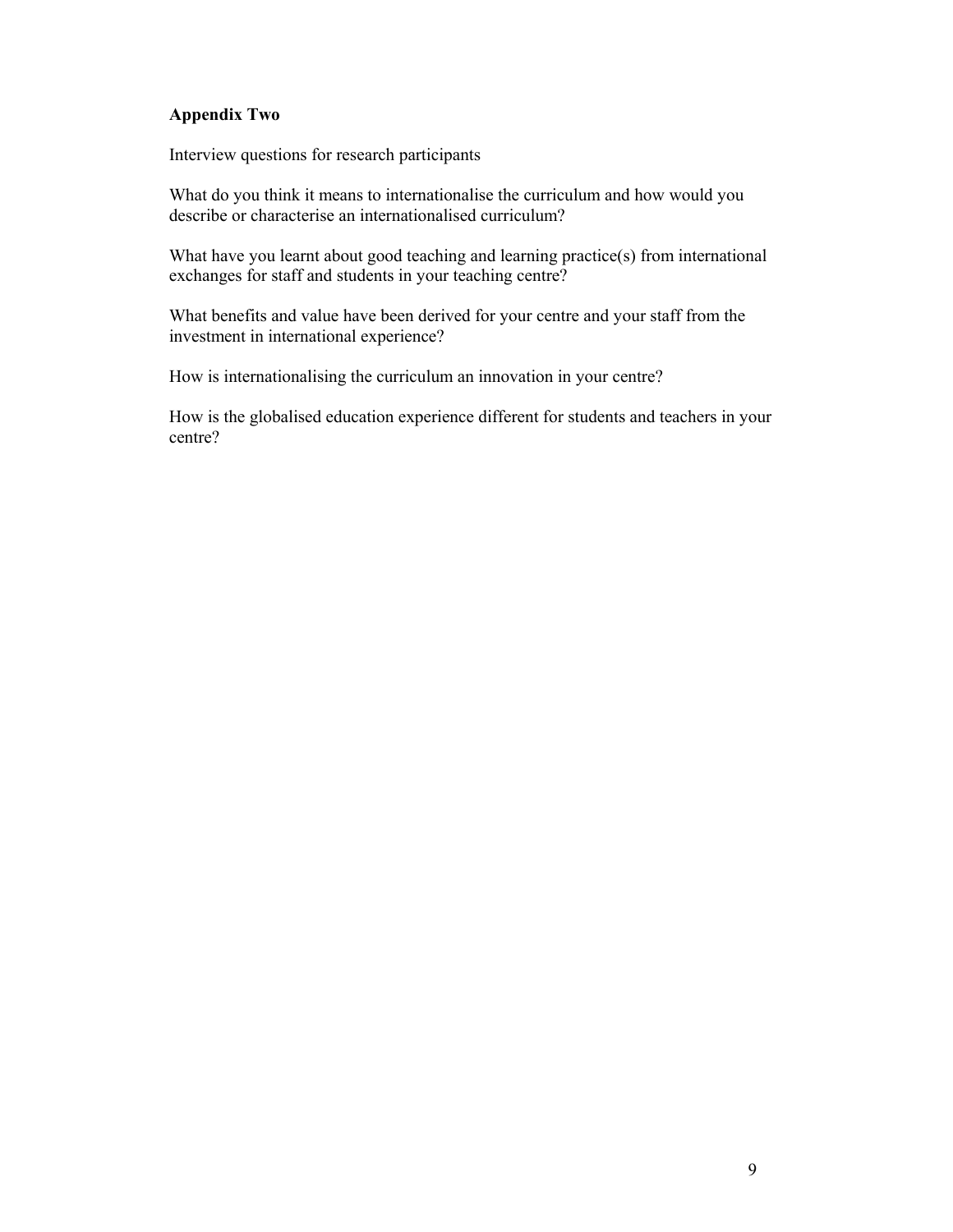**Appendix Two**

Interview questions for research participants

What do you think it means to internationalise the curriculum and how would you describe or characterise an internationalised curriculum?

What have you learnt about good teaching and learning practice(s) from international exchanges for staff and students in your teaching centre?

What benefits and value have been derived for your centre and your staff from the investment in international experience?

How is internationalising the curriculum an innovation in your centre?

How is the globalised education experience different for students and teachers in your centre?